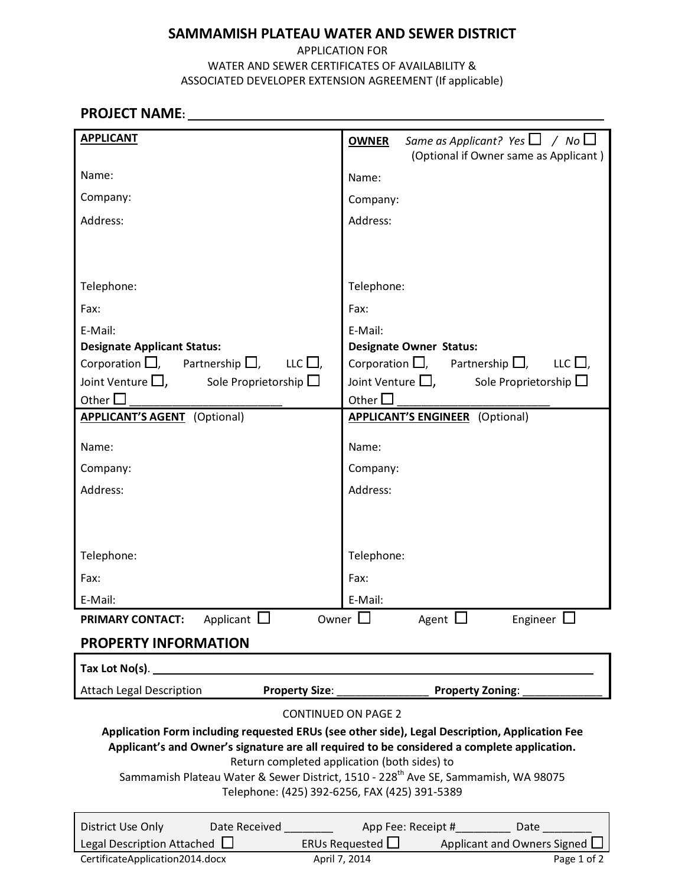# SAMMAMISH PLATEAU WATER AND SEWER DISTRICT

APPLICATION FOR
WATER AND SEWER CERTIFICATES OF AVAILABILITY &
ASSOCIATED DEVELOPER EXTENSION AGREEMENT (If applicable)

## PROJECT NAME: ______________________________

| **APPLICANT** | **OWNER** *Same as Applicant? Yes* ☐ / *No* ☐ (Optional if Owner same as Applicant ) |
|---|---|
| Name: | Name: |
| Company: | Company: |
| Address: | Address: |
| Telephone: | Telephone: |
| Fax: | Fax: |
| E-Mail: | E-Mail: |
| **Designate Applicant Status:** Corporation ☐, Partnership ☐, LLC ☐, Joint Venture ☐, Sole Proprietorship ☐ Other ☐ ________________ | **Designate Owner Status:** Corporation ☐, Partnership ☐, LLC ☐, Joint Venture ☐, Sole Proprietorship ☐ Other ☐ ________________ |
| **APPLICANT'S AGENT** (Optional) | **APPLICANT'S ENGINEER** (Optional) |
| Name: | Name: |
| Company: | Company: |
| Address: | Address: |
| Telephone: | Telephone: |
| Fax: | Fax: |
| E-Mail: | E-Mail: |

**PRIMARY CONTACT:** Applicant ☐ Owner ☐ Agent ☐ Engineer ☐

## PROPERTY INFORMATION

**Tax Lot No(s)**. ______________________________

Attach Legal Description **Property Size**: _______________ **Property Zoning**: _____________

CONTINUED ON PAGE 2

**Application Form including requested ERUs (see other side), Legal Description, Application Fee Applicant's and Owner's signature are all required to be considered a complete application.**

Return completed application (both sides) to
Sammamish Plateau Water & Sewer District, 1510 - 228th Ave SE, Sammamish, WA 98075
Telephone: (425) 392-6256, FAX (425) 391-5389

| District Use Only | Date Received ________ | App Fee: Receipt #_________ Date ________ |
|---|---|---|
| Legal Description Attached ☐ | ERUs Requested ☐ | Applicant and Owners Signed ☐ |

CertificateApplication2014.docx April 7, 2014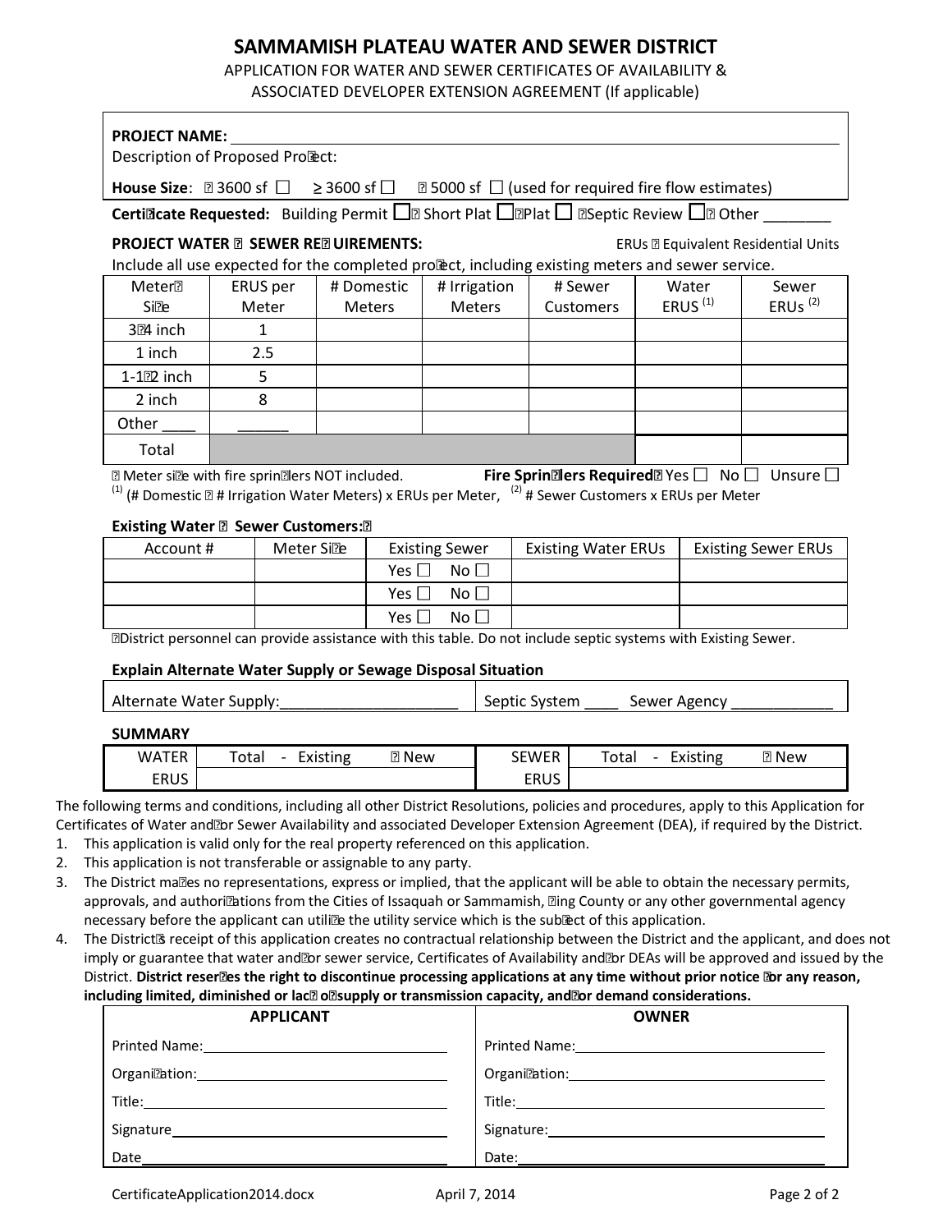# SAMMAMISH PLATEAU WATER AND SEWER DISTRICT

APPLICATION FOR WATER AND SEWER CERTIFICATES OF AVAILABILITY & ASSOCIATED DEVELOPER EXTENSION AGREEMENT (If applicable)

**PROJECT NAME:** ____________________

Description of Proposed Project:

**House Size**: < 3600 sf ☐ ≥ 3600 sf ☐ > 5000 sf ☐ (used for required fire flow estimates)

**Certificate Requested:** Building Permit ☐ Short Plat ☐ Plat ☐ Septic Review ☐ Other ________

**PROJECT WATER & SEWER REQUIREMENTS:** ERUs = Equivalent Residential Units

Include all use expected for the completed project, including existing meters and sewer service.

| Meter* Size | ERUS per Meter | # Domestic Meters | # Irrigation Meters | # Sewer Customers | Water ERUS (1) | Sewer ERUs (2) |
|---|---|---|---|---|---|---|
| 3/4 inch | 1 | | | | | |
| 1 inch | 2.5 | | | | | |
| 1-1/2 inch | 5 | | | | | |
| 2 inch | 8 | | | | | |
| Other ____ | ______ | | | | | |
| Total | | | | | | |

* Meter size with fire sprinklers NOT included. **Fire Sprinklers Required?** Yes ☐ No ☐ Unsure ☐

(1) (# Domestic + # Irrigation Water Meters) x ERUs per Meter, (2) # Sewer Customers x ERUs per Meter

**Existing Water & Sewer Customers:***

| Account # | Meter Size | Existing Sewer | Existing Water ERUs | Existing Sewer ERUs |
|---|---|---|---|---|
| | | Yes ☐ No ☐ | | |
| | | Yes ☐ No ☐ | | |
| | | Yes ☐ No ☐ | | |

*District personnel can provide assistance with this table. Do not include septic systems with Existing Sewer.

**Explain Alternate Water Supply or Sewage Disposal Situation**

| Alternate Water Supply:_____________________ | Septic System ____ Sewer Agency ____________ |
|---|---|

**SUMMARY**

| WATER ERUS | Total - Existing = New | SEWER ERUS | Total - Existing = New |
|---|---|---|---|
| | | | |

The following terms and conditions, including all other District Resolutions, policies and procedures, apply to this Application for Certificates of Water and/or Sewer Availability and associated Developer Extension Agreement (DEA), if required by the District.

1. This application is valid only for the real property referenced on this application.
2. This application is not transferable or assignable to any party.
3. The District makes no representations, express or implied, that the applicant will be able to obtain the necessary permits, approvals, and authorizations from the Cities of Issaquah or Sammamish, King County or any other governmental agency necessary before the applicant can utilize the utility service which is the subject of this application.
4. The District's receipt of this application creates no contractual relationship between the District and the applicant, and does not imply or guarantee that water and/or sewer service, Certificates of Availability and/or DEAs will be approved and issued by the District. **District reserves the right to discontinue processing applications at any time without prior notice for any reason, including limited, diminished or lack of supply or transmission capacity, and/or demand considerations.**

| APPLICANT | OWNER |
|---|---|
| Printed Name:____________________ | Printed Name:____________________ |
| Organization:____________________ | Organization:____________________ |
| Title:____________________ | Title:____________________ |
| Signature____________________ | Signature:____________________ |
| Date____________________ | Date:____________________ |

CertificateApplication2014.docx April 7, 2014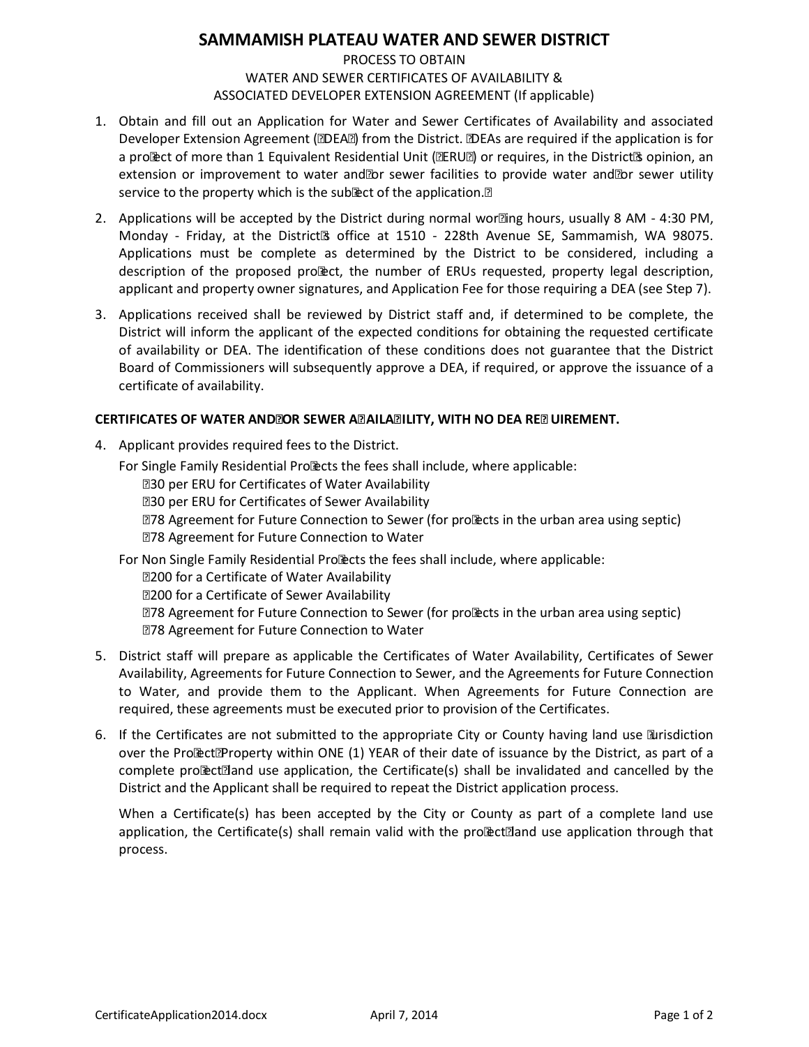# SAMMAMISH PLATEAU WATER AND SEWER DISTRICT

PROCESS TO OBTAIN
WATER AND SEWER CERTIFICATES OF AVAILABILITY &
ASSOCIATED DEVELOPER EXTENSION AGREEMENT (If applicable)

1. Obtain and fill out an Application for Water and Sewer Certificates of Availability and associated Developer Extension Agreement ("DEA") from the District. "DEAs are required if the application is for a project of more than 1 Equivalent Residential Unit ("ERU") or requires, in the District's opinion, an extension or improvement to water and/or sewer facilities to provide water and/or sewer utility service to the property which is the subject of the application."

2. Applications will be accepted by the District during normal working hours, usually 8 AM - 4:30 PM, Monday - Friday, at the District's office at 1510 - 228th Avenue SE, Sammamish, WA 98075. Applications must be complete as determined by the District to be considered, including a description of the proposed project, the number of ERUs requested, property legal description, applicant and property owner signatures, and Application Fee for those requiring a DEA (see Step 7).

3. Applications received shall be reviewed by District staff and, if determined to be complete, the District will inform the applicant of the expected conditions for obtaining the requested certificate of availability or DEA. The identification of these conditions does not guarantee that the District Board of Commissioners will subsequently approve a DEA, if required, or approve the issuance of a certificate of availability.

**CERTIFICATES OF WATER AND/OR SEWER AVAILABILITY, WITH NO DEA REQUIREMENT.**

4. Applicant provides required fees to the District.

   For Single Family Residential Projects the fees shall include, where applicable:
   - $30 per ERU for Certificates of Water Availability
   - $30 per ERU for Certificates of Sewer Availability
   - $78 Agreement for Future Connection to Sewer (for projects in the urban area using septic)
   - $78 Agreement for Future Connection to Water

   For Non Single Family Residential Projects the fees shall include, where applicable:
   - $200 for a Certificate of Water Availability
   - $200 for a Certificate of Sewer Availability
   - $78 Agreement for Future Connection to Sewer (for projects in the urban area using septic)
   - $78 Agreement for Future Connection to Water

5. District staff will prepare as applicable the Certificates of Water Availability, Certificates of Sewer Availability, Agreements for Future Connection to Sewer, and the Agreements for Future Connection to Water, and provide them to the Applicant. When Agreements for Future Connection are required, these agreements must be executed prior to provision of the Certificates.

6. If the Certificates are not submitted to the appropriate City or County having land use jurisdiction over the Project/Property within ONE (1) YEAR of their date of issuance by the District, as part of a complete project/land use application, the Certificate(s) shall be invalidated and cancelled by the District and the Applicant shall be required to repeat the District application process.

   When a Certificate(s) has been accepted by the City or County as part of a complete land use application, the Certificate(s) shall remain valid with the project/land use application through that process.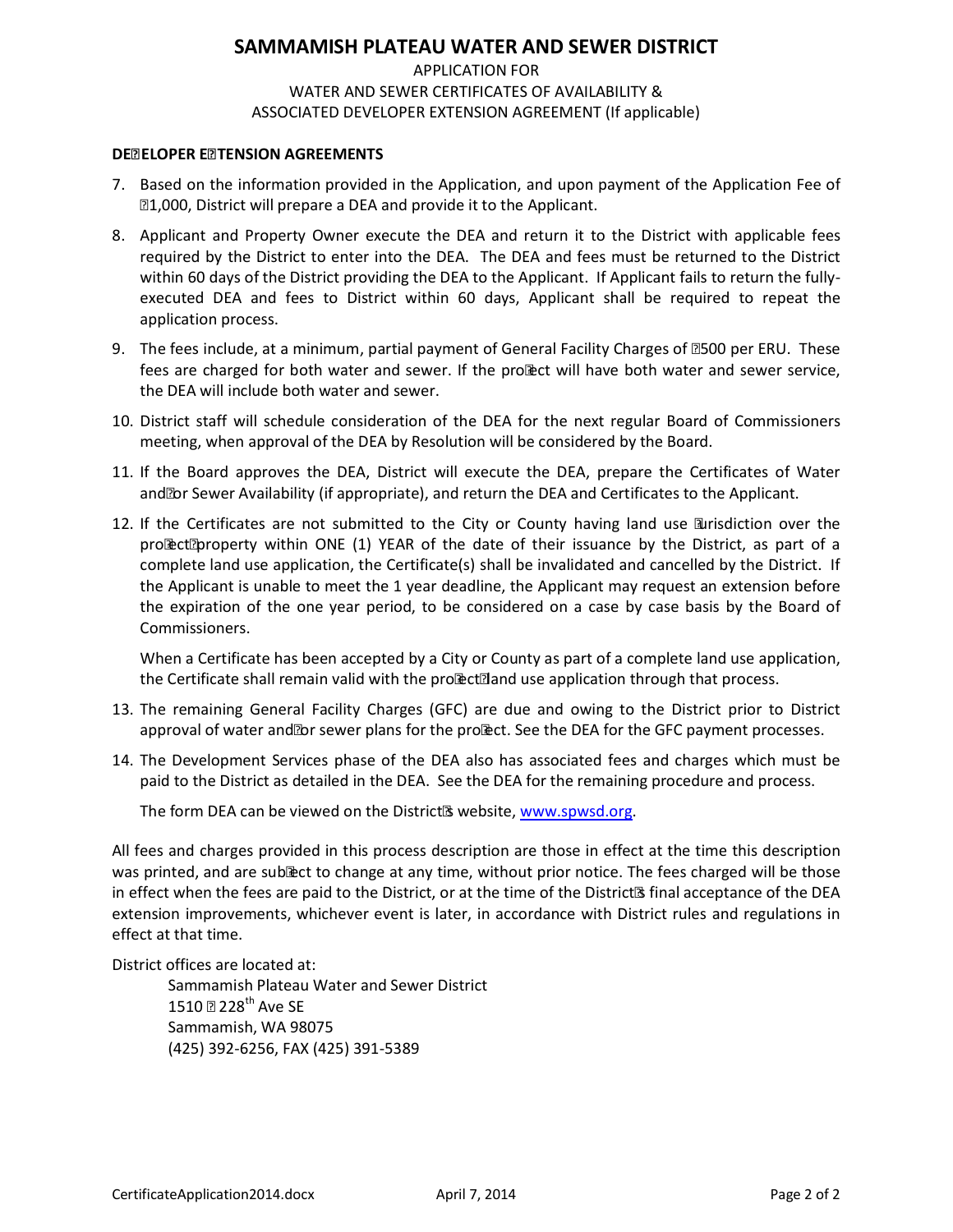# SAMMAMISH PLATEAU WATER AND SEWER DISTRICT

APPLICATION FOR
WATER AND SEWER CERTIFICATES OF AVAILABILITY &
ASSOCIATED DEVELOPER EXTENSION AGREEMENT (If applicable)

**DEVELOPER EXTENSION AGREEMENTS**

7. Based on the information provided in the Application, and upon payment of the Application Fee of $1,000, District will prepare a DEA and provide it to the Applicant.
8. Applicant and Property Owner execute the DEA and return it to the District with applicable fees required by the District to enter into the DEA. The DEA and fees must be returned to the District within 60 days of the District providing the DEA to the Applicant. If Applicant fails to return the fully-executed DEA and fees to District within 60 days, Applicant shall be required to repeat the application process.
9. The fees include, at a minimum, partial payment of General Facility Charges of $500 per ERU. These fees are charged for both water and sewer. If the project will have both water and sewer service, the DEA will include both water and sewer.
10. District staff will schedule consideration of the DEA for the next regular Board of Commissioners meeting, when approval of the DEA by Resolution will be considered by the Board.
11. If the Board approves the DEA, District will execute the DEA, prepare the Certificates of Water and/or Sewer Availability (if appropriate), and return the DEA and Certificates to the Applicant.
12. If the Certificates are not submitted to the City or County having land use jurisdiction over the project/property within ONE (1) YEAR of the date of their issuance by the District, as part of a complete land use application, the Certificate(s) shall be invalidated and cancelled by the District. If the Applicant is unable to meet the 1 year deadline, the Applicant may request an extension before the expiration of the one year period, to be considered on a case by case basis by the Board of Commissioners.

    When a Certificate has been accepted by a City or County as part of a complete land use application, the Certificate shall remain valid with the project/land use application through that process.
13. The remaining General Facility Charges (GFC) are due and owing to the District prior to District approval of water and/or sewer plans for the project. See the DEA for the GFC payment processes.
14. The Development Services phase of the DEA also has associated fees and charges which must be paid to the District as detailed in the DEA. See the DEA for the remaining procedure and process.

    The form DEA can be viewed on the District's website, www.spwsd.org.

All fees and charges provided in this process description are those in effect at the time this description was printed, and are subject to change at any time, without prior notice. The fees charged will be those in effect when the fees are paid to the District, or at the time of the District's final acceptance of the DEA extension improvements, whichever event is later, in accordance with District rules and regulations in effect at that time.

District offices are located at:

Sammamish Plateau Water and Sewer District
1510 – 228th Ave SE
Sammamish, WA 98075
(425) 392-6256, FAX (425) 391-5389